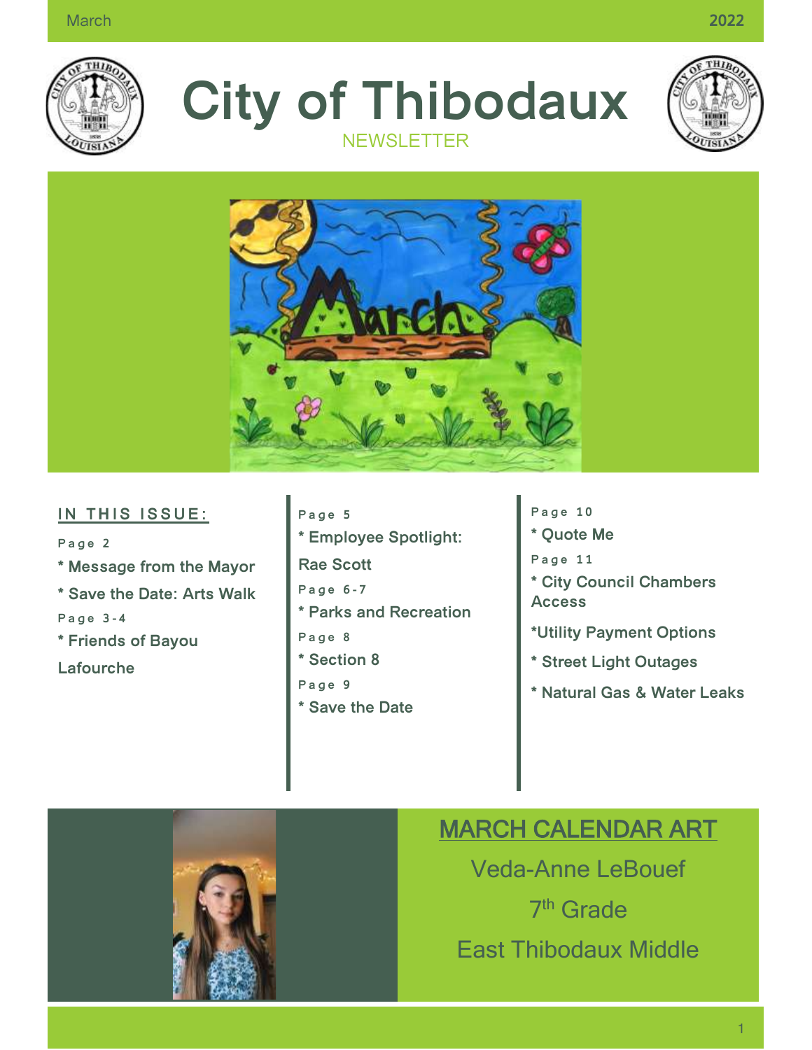# City of Thibodaux

NEWSLETTER

## IN THIS ISSUE:

Page 2

* Message from the Mayor
* Save the Date: Arts Walk

Page 3-4

* Friends of Bayou Lafourche

Page 5

* Employee Spotlight: Rae Scott

Page 6-7

* Parks and Recreation

Page 8

* Section 8

Page 9

* Save the Date

Page 10

* Quote Me

Page 11

* City Council Chambers Access
* Utility Payment Options
* Street Light Outages
* Natural Gas & Water Leaks

## MARCH CALENDAR ART

Veda-Anne LeBouef

7th Grade

East Thibodaux Middle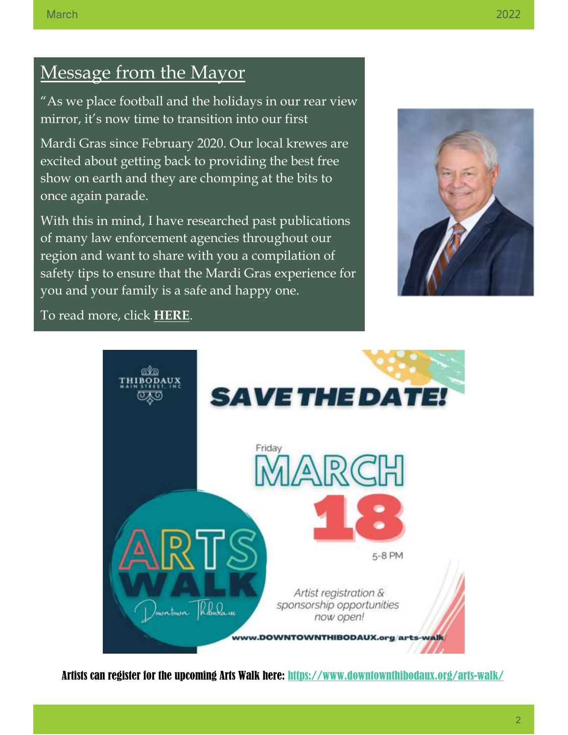## Message from the Mayor

"As we place football and the holidays in our rear view mirror, it's now time to transition into our first Mardi Gras since February 2020. Our local krewes are excited about getting back to providing the best free show on earth and they are chomping at the bits to once again parade.

With this in mind, I have researched past publications of many law enforcement agencies throughout our region and want to share with you a compilation of safety tips to ensure that the Mardi Gras experience for you and your family is a safe and happy one.

To read more, click **HERE**.

THIBODAUX MAIN STREET, INC

# SAVE THE DATE!

Friday **MARCH 18**

5-8 PM

ARTS WALK Downtown Thibodaux

*Artist registration & sponsorship opportunities now open!*

www.DOWNTOWNTHIBODAUX.org/arts-walk

**Artists can register for the upcoming Arts Walk here: https://www.downtownthibodaux.org/arts-walk/**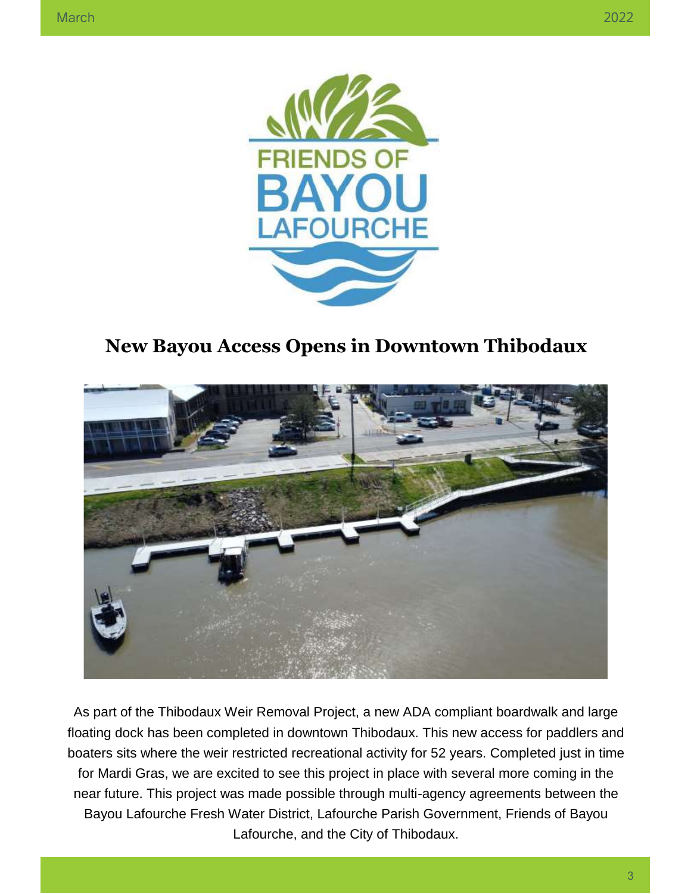# New Bayou Access Opens in Downtown Thibodaux

As part of the Thibodaux Weir Removal Project, a new ADA compliant boardwalk and large floating dock has been completed in downtown Thibodaux. This new access for paddlers and boaters sits where the weir restricted recreational activity for 52 years. Completed just in time for Mardi Gras, we are excited to see this project in place with several more coming in the near future. This project was made possible through multi-agency agreements between the Bayou Lafourche Fresh Water District, Lafourche Parish Government, Friends of Bayou Lafourche, and the City of Thibodaux.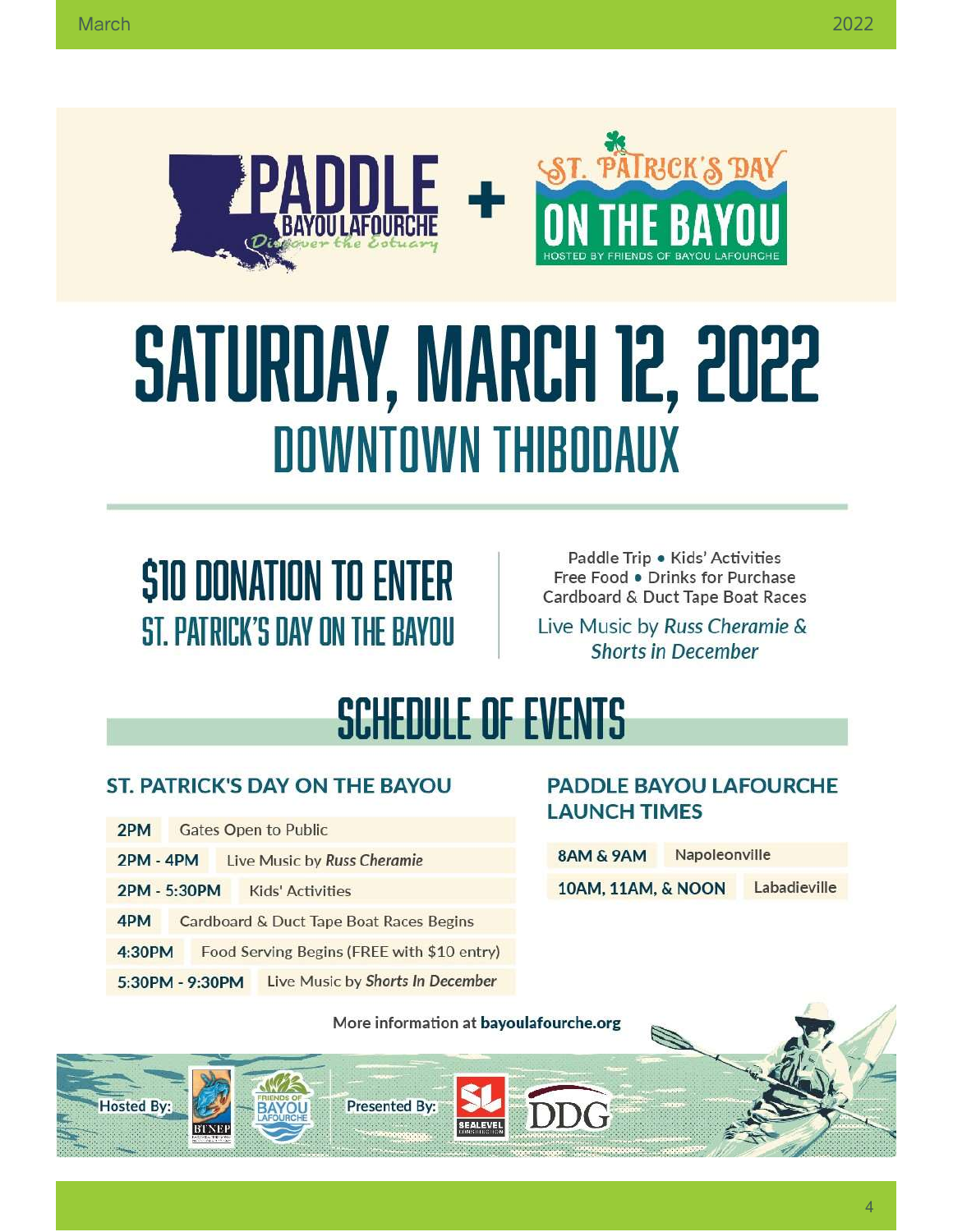PADDLE BAYOU LAFOURCHE — Discover the Estuary

+

ST. PATRICK'S DAY ON THE BAYOU

HOSTED BY FRIENDS OF BAYOU LAFOURCHE

# SATURDAY, MARCH 12, 2022

## DOWNTOWN THIBODAUX

## $10 DONATION TO ENTER
### ST. PATRICK'S DAY ON THE BAYOU

Paddle Trip • Kids' Activities
Free Food • Drinks for Purchase
Cardboard & Duct Tape Boat Races

Live Music by *Russ Cheramie* & *Shorts in December*

## SCHEDULE OF EVENTS

### ST. PATRICK'S DAY ON THE BAYOU

| Time | Event |
|---|---|
| 2PM | Gates Open to Public |
| 2PM - 4PM | Live Music by *Russ Cheramie* |
| 2PM - 5:30PM | Kids' Activities |
| 4PM | Cardboard & Duct Tape Boat Races Begins |
| 4:30PM | Food Serving Begins (FREE with $10 entry) |
| 5:30PM - 9:30PM | Live Music by *Shorts In December* |

### PADDLE BAYOU LAFOURCHE LAUNCH TIMES

| Time | Location |
|---|---|
| 8AM & 9AM | Napoleonville |
| 10AM, 11AM, & NOON | Labadieville |

More information at **bayoulafourche.org**

Hosted By: BTNEP, Friends of Bayou Lafourche

Presented By: Sealevel Construction, DDG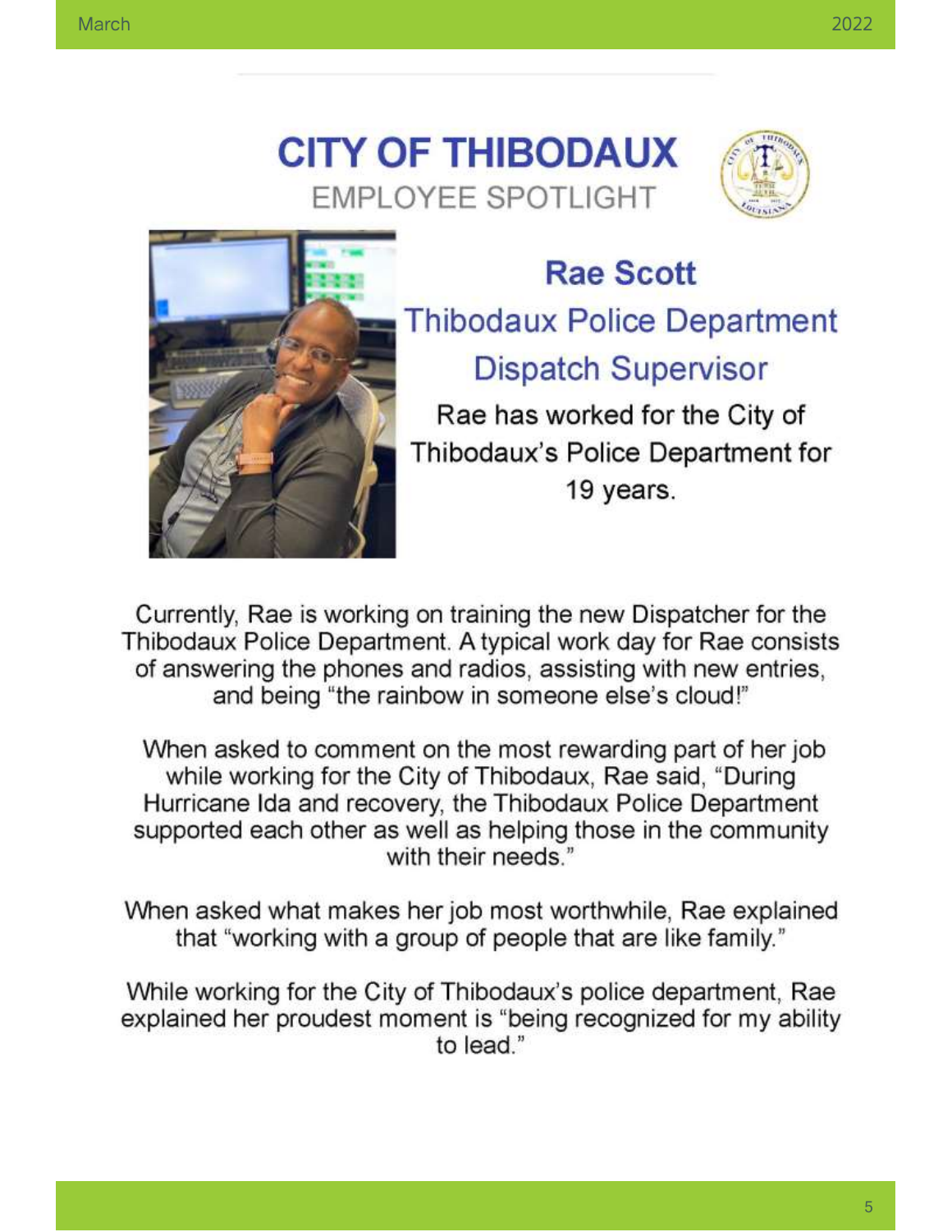# CITY OF THIBODAUX

## EMPLOYEE SPOTLIGHT

### Rae Scott

### Thibodaux Police Department

### Dispatch Supervisor

Rae has worked for the City of Thibodaux's Police Department for 19 years.

Currently, Rae is working on training the new Dispatcher for the Thibodaux Police Department. A typical work day for Rae consists of answering the phones and radios, assisting with new entries, and being "the rainbow in someone else's cloud!"

When asked to comment on the most rewarding part of her job while working for the City of Thibodaux, Rae said, "During Hurricane Ida and recovery, the Thibodaux Police Department supported each other as well as helping those in the community with their needs."

When asked what makes her job most worthwhile, Rae explained that "working with a group of people that are like family."

While working for the City of Thibodaux's police department, Rae explained her proudest moment is "being recognized for my ability to lead."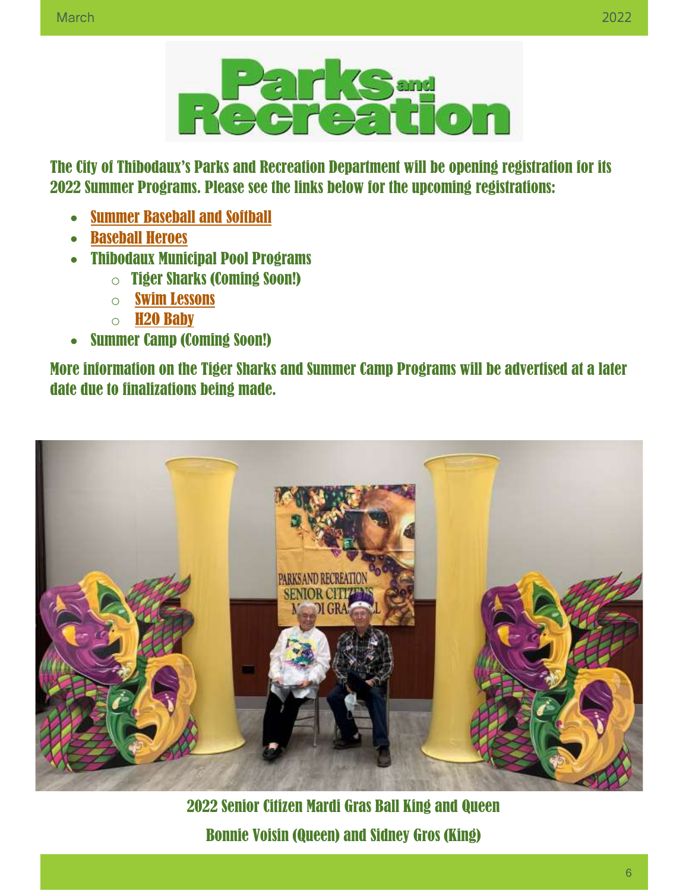# Parks and Recreation

The City of Thibodaux's Parks and Recreation Department will be opening registration for its 2022 Summer Programs. Please see the links below for the upcoming registrations:

- Summer Baseball and Softball
- Baseball Heroes
- Thibodaux Municipal Pool Programs
  - Tiger Sharks (Coming Soon!)
  - Swim Lessons
  - H20 Baby
- Summer Camp (Coming Soon!)

More information on the Tiger Sharks and Summer Camp Programs will be advertised at a later date due to finalizations being made.

2022 Senior Citizen Mardi Gras Ball King and Queen

Bonnie Voisin (Queen) and Sidney Gros (King)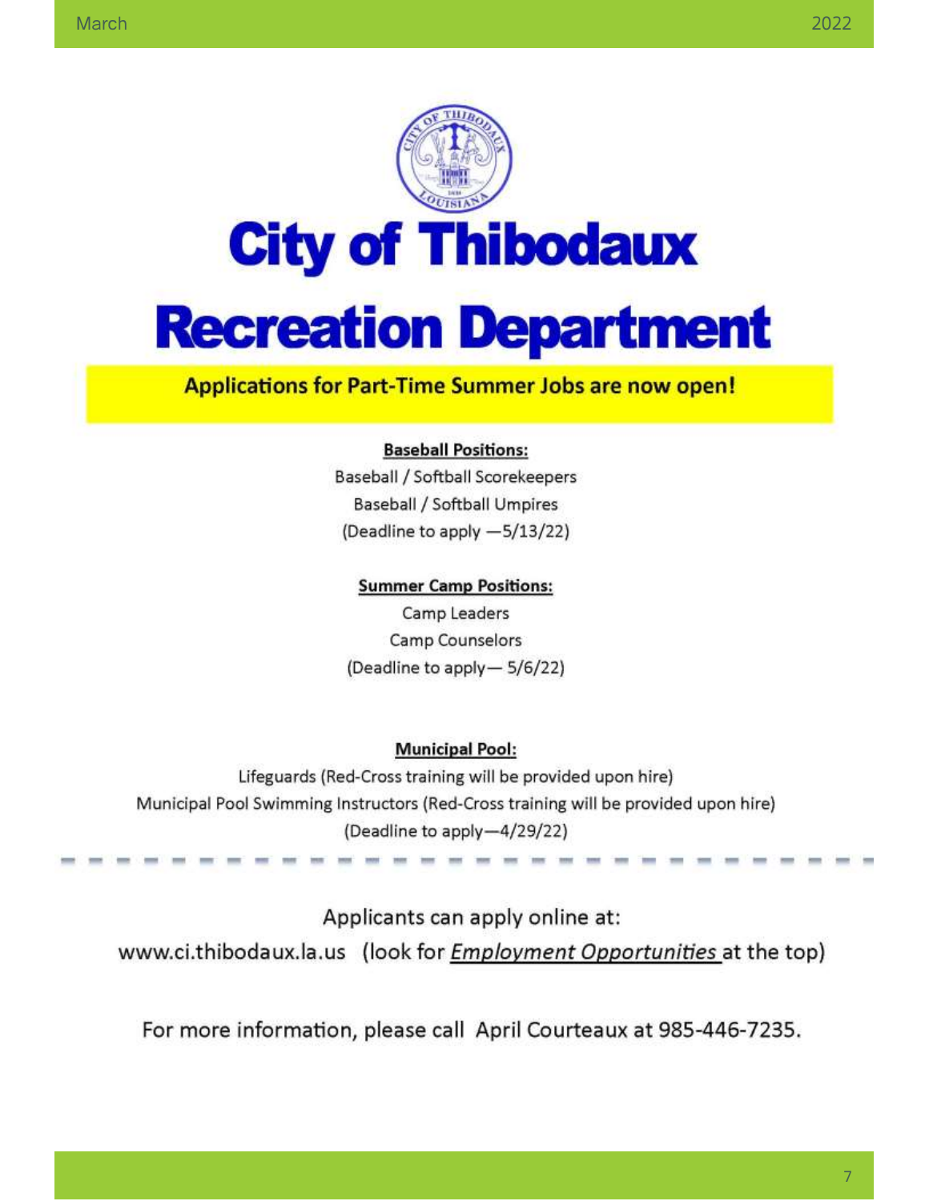# City of Thibodaux

# Recreation Department

**Applications for Part-Time Summer Jobs are now open!**

**Baseball Positions:**

Baseball / Softball Scorekeepers

Baseball / Softball Umpires

(Deadline to apply —5/13/22)

**Summer Camp Positions:**

Camp Leaders

Camp Counselors

(Deadline to apply— 5/6/22)

**Municipal Pool:**

Lifeguards (Red-Cross training will be provided upon hire)

Municipal Pool Swimming Instructors (Red-Cross training will be provided upon hire)

(Deadline to apply—4/29/22)

---

Applicants can apply online at:

www.ci.thibodaux.la.us (look for *Employment Opportunities* at the top)

For more information, please call April Courteaux at 985-446-7235.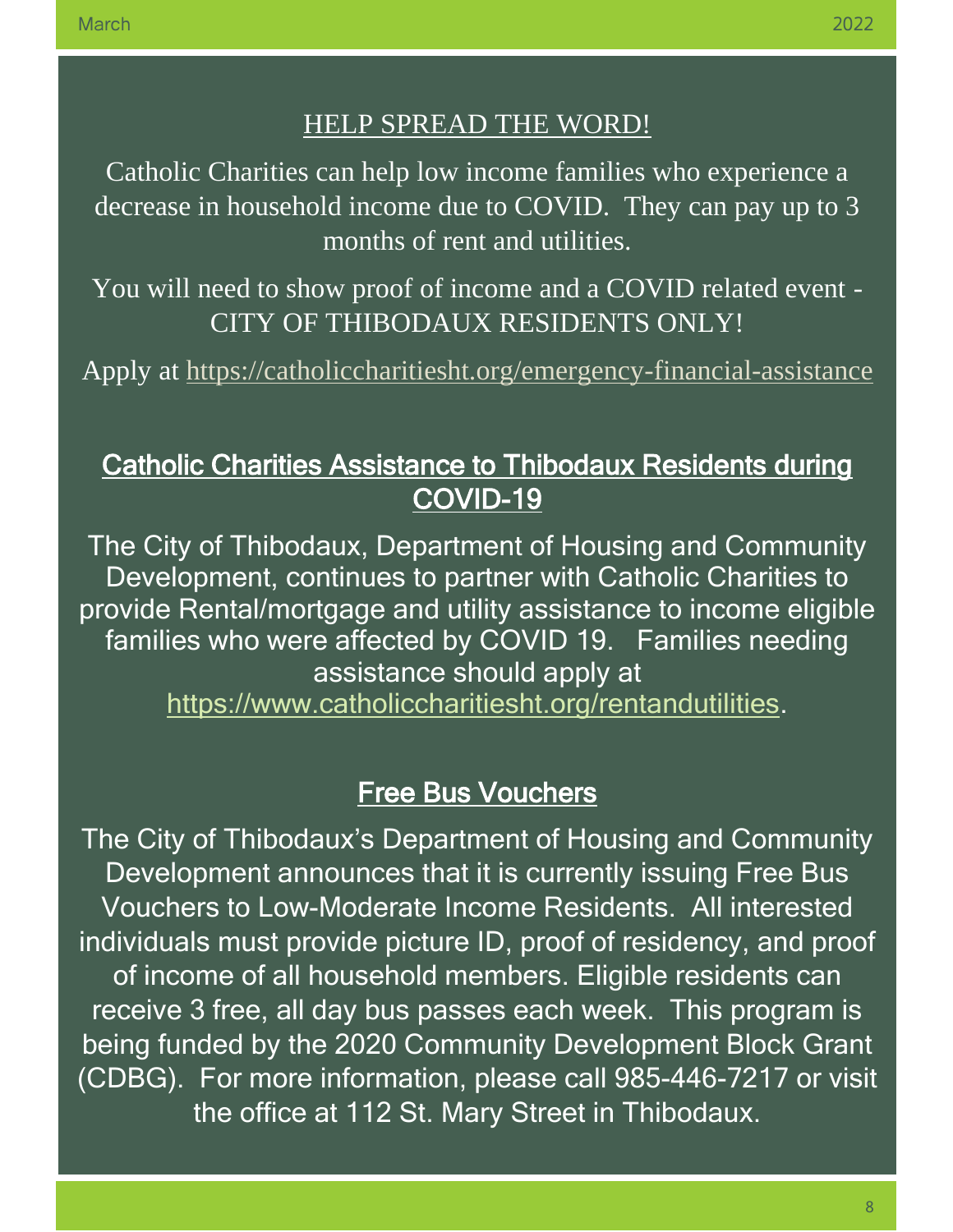## HELP SPREAD THE WORD!

Catholic Charities can help low income families who experience a decrease in household income due to COVID. They can pay up to 3 months of rent and utilities.

You will need to show proof of income and a COVID related event - CITY OF THIBODAUX RESIDENTS ONLY!

Apply at https://catholiccharitiesht.org/emergency-financial-assistance

## Catholic Charities Assistance to Thibodaux Residents during COVID-19

The City of Thibodaux, Department of Housing and Community Development, continues to partner with Catholic Charities to provide Rental/mortgage and utility assistance to income eligible families who were affected by COVID 19. Families needing assistance should apply at https://www.catholiccharitiesht.org/rentandutilities.

## Free Bus Vouchers

The City of Thibodaux's Department of Housing and Community Development announces that it is currently issuing Free Bus Vouchers to Low-Moderate Income Residents. All interested individuals must provide picture ID, proof of residency, and proof of income of all household members. Eligible residents can receive 3 free, all day bus passes each week. This program is being funded by the 2020 Community Development Block Grant (CDBG). For more information, please call 985-446-7217 or visit the office at 112 St. Mary Street in Thibodaux.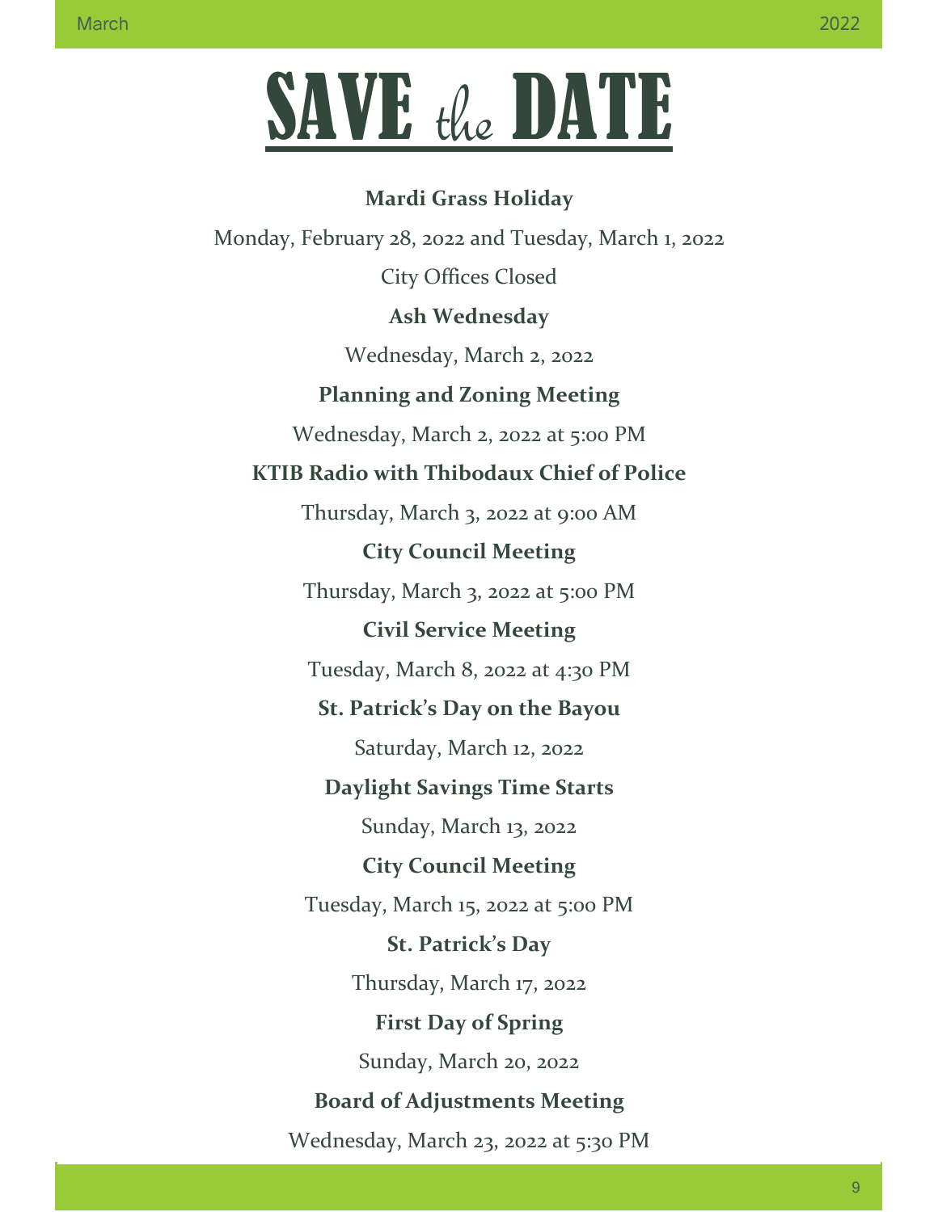# SAVE the DATE

**Mardi Grass Holiday**

Monday, February 28, 2022 and Tuesday, March 1, 2022

City Offices Closed

**Ash Wednesday**

Wednesday, March 2, 2022

**Planning and Zoning Meeting**

Wednesday, March 2, 2022 at 5:00 PM

**KTIB Radio with Thibodaux Chief of Police**

Thursday, March 3, 2022 at 9:00 AM

**City Council Meeting**

Thursday, March 3, 2022 at 5:00 PM

**Civil Service Meeting**

Tuesday, March 8, 2022 at 4:30 PM

**St. Patrick's Day on the Bayou**

Saturday, March 12, 2022

**Daylight Savings Time Starts**

Sunday, March 13, 2022

**City Council Meeting**

Tuesday, March 15, 2022 at 5:00 PM

**St. Patrick's Day**

Thursday, March 17, 2022

**First Day of Spring**

Sunday, March 20, 2022

**Board of Adjustments Meeting**

Wednesday, March 23, 2022 at 5:30 PM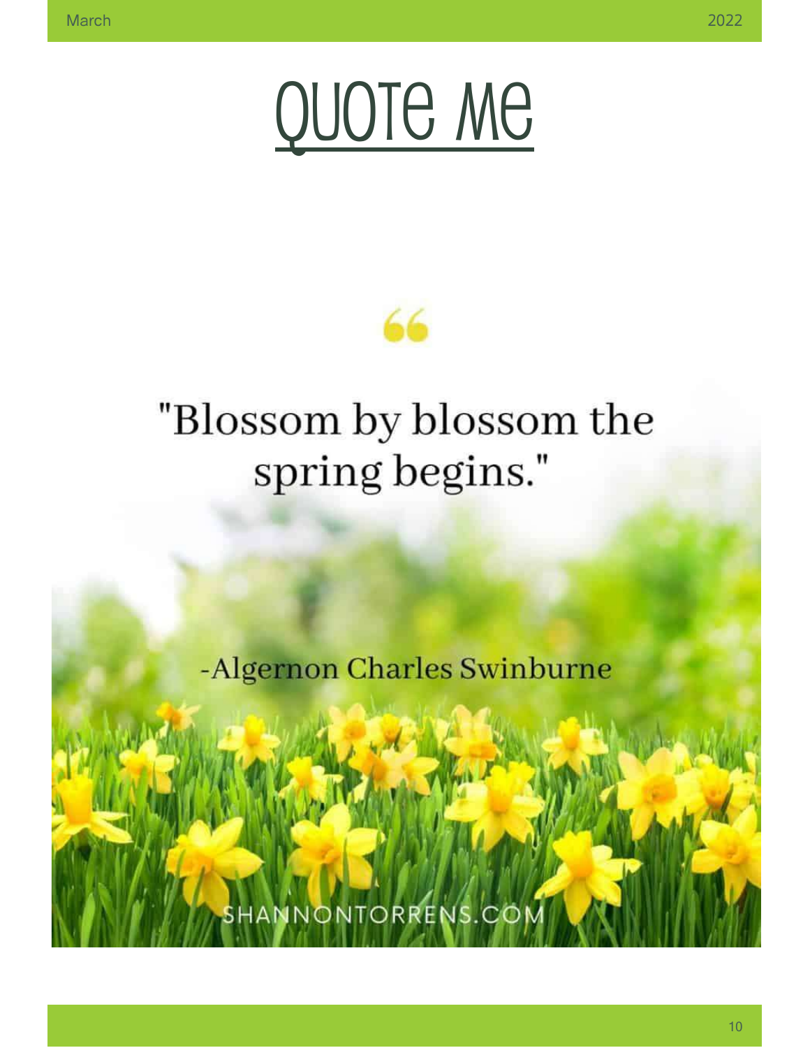# Quote Me

"Blossom by blossom the spring begins."

-Algernon Charles Swinburne

SHANNONTORRENS.COM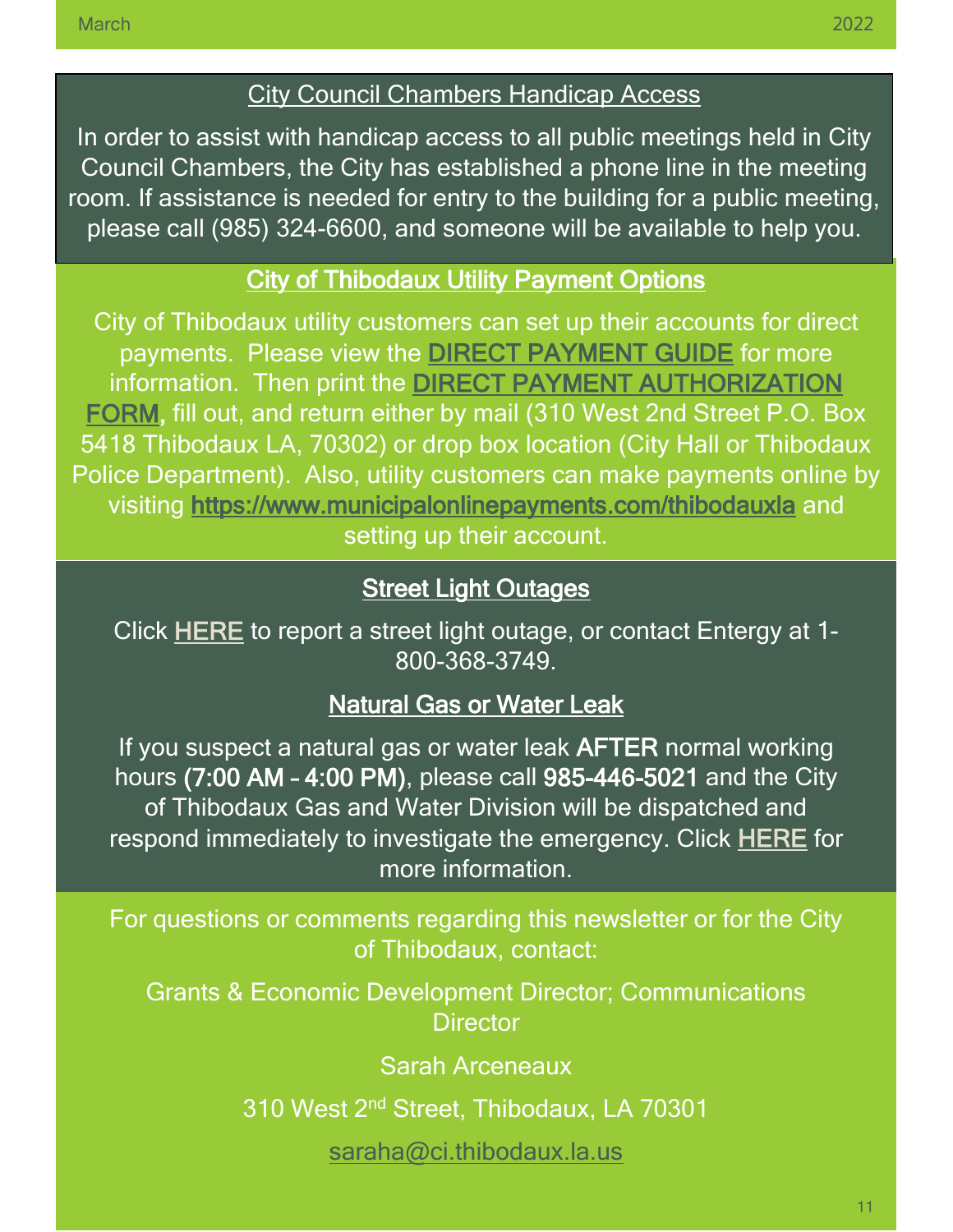## City Council Chambers Handicap Access

In order to assist with handicap access to all public meetings held in City Council Chambers, the City has established a phone line in the meeting room. If assistance is needed for entry to the building for a public meeting, please call (985) 324-6600, and someone will be available to help you.

## City of Thibodaux Utility Payment Options

City of Thibodaux utility customers can set up their accounts for direct payments. Please view the DIRECT PAYMENT GUIDE for more information. Then print the DIRECT PAYMENT AUTHORIZATION FORM, fill out, and return either by mail (310 West 2nd Street P.O. Box 5418 Thibodaux LA, 70302) or drop box location (City Hall or Thibodaux Police Department). Also, utility customers can make payments online by visiting https://www.municipalonlinepayments.com/thibodauxla and setting up their account.

## Street Light Outages

Click HERE to report a street light outage, or contact Entergy at 1-800-368-3749.

## Natural Gas or Water Leak

If you suspect a natural gas or water leak **AFTER** normal working hours **(7:00 AM – 4:00 PM)**, please call **985-446-5021** and the City of Thibodaux Gas and Water Division will be dispatched and respond immediately to investigate the emergency. Click HERE for more information.

For questions or comments regarding this newsletter or for the City of Thibodaux, contact:

Grants & Economic Development Director; Communications Director

Sarah Arceneaux

310 West 2nd Street, Thibodaux, LA 70301

saraha@ci.thibodaux.la.us